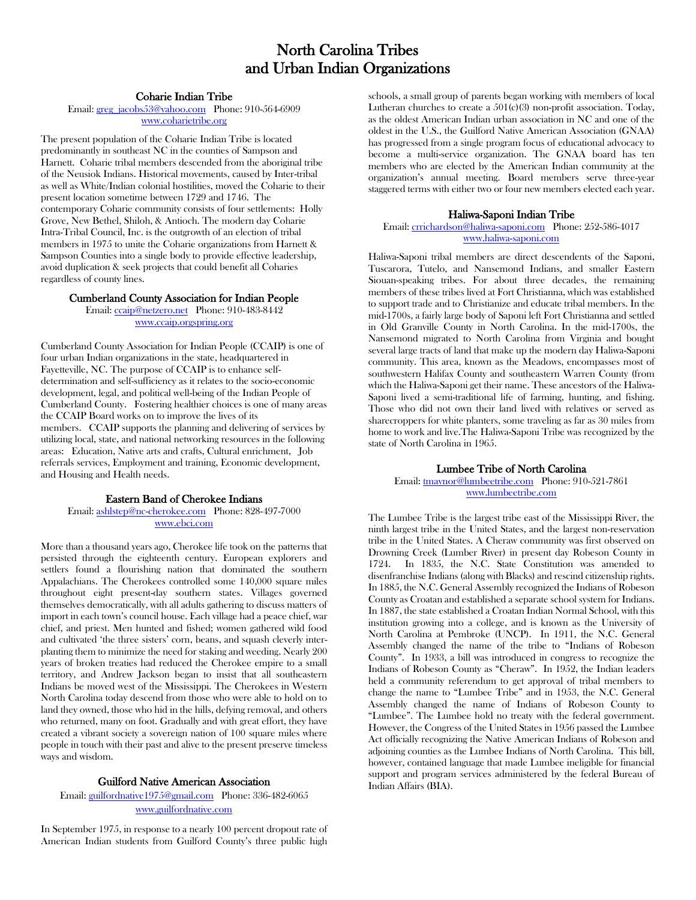# North Carolina Tribes and Urban Indian Organizations

## Coharie Indian Tribe

Email: greg_jacobs53@yahoo.com Phone: 910-564-6909
www.coharietribe.org

The present population of the Coharie Indian Tribe is located predominantly in southeast NC in the counties of Sampson and Harnett. Coharie tribal members descended from the aboriginal tribe of the Neusiok Indians. Historical movements, caused by Inter-tribal as well as White/Indian colonial hostilities, moved the Coharie to their present location sometime between 1729 and 1746. The contemporary Coharie community consists of four settlements: Holly Grove, New Bethel, Shiloh, & Antioch. The modern day Coharie Intra-Tribal Council, Inc. is the outgrowth of an election of tribal members in 1975 to unite the Coharie organizations from Harnett & Sampson Counties into a single body to provide effective leadership, avoid duplication & seek projects that could benefit all Coharies regardless of county lines.

## Cumberland County Association for Indian People

Email: ccaip@netzero.net Phone: 910-483-8442
www.ccaip.orgspring.org

Cumberland County Association for Indian People (CCAIP) is one of four urban Indian organizations in the state, headquartered in Fayetteville, NC. The purpose of CCAIP is to enhance self-determination and self-sufficiency as it relates to the socio-economic development, legal, and political well-being of the Indian People of Cumberland County. Fostering healthier choices is one of many areas the CCAIP Board works on to improve the lives of its members. CCAIP supports the planning and delivering of services by utilizing local, state, and national networking resources in the following areas: Education, Native arts and crafts, Cultural enrichment, Job referrals services, Employment and training, Economic development, and Housing and Health needs.

## Eastern Band of Cherokee Indians

Email: ashlstep@nc-cherokee.com Phone: 828-497-7000
www.ebci.com

More than a thousand years ago, Cherokee life took on the patterns that persisted through the eighteenth century. European explorers and settlers found a flourishing nation that dominated the southern Appalachians. The Cherokees controlled some 140,000 square miles throughout eight present-day southern states. Villages governed themselves democratically, with all adults gathering to discuss matters of import in each town's council house. Each village had a peace chief, war chief, and priest. Men hunted and fished; women gathered wild food and cultivated 'the three sisters' corn, beans, and squash cleverly inter-planting them to minimize the need for staking and weeding. Nearly 200 years of broken treaties had reduced the Cherokee empire to a small territory, and Andrew Jackson began to insist that all southeastern Indians be moved west of the Mississippi. The Cherokees in Western North Carolina today descend from those who were able to hold on to land they owned, those who hid in the hills, defying removal, and others who returned, many on foot. Gradually and with great effort, they have created a vibrant society a sovereign nation of 100 square miles where people in touch with their past and alive to the present preserve timeless ways and wisdom.

## Guilford Native American Association

Email: guilfordnative1975@gmail.com Phone: 336-482-6065
www.guilfordnative.com

In September 1975, in response to a nearly 100 percent dropout rate of American Indian students from Guilford County's three public high schools, a small group of parents began working with members of local Lutheran churches to create a 501(c)(3) non-profit association. Today, as the oldest American Indian urban association in NC and one of the oldest in the U.S., the Guilford Native American Association (GNAA) has progressed from a single program focus of educational advocacy to become a multi-service organization. The GNAA board has ten members who are elected by the American Indian community at the organization's annual meeting. Board members serve three-year staggered terms with either two or four new members elected each year.

## Haliwa-Saponi Indian Tribe

Email: crrichardson@haliwa-saponi.com Phone: 252-586-4017
www.haliwa-saponi.com

Haliwa-Saponi tribal members are direct descendents of the Saponi, Tuscarora, Tutelo, and Nansemond Indians, and smaller Eastern Siouan-speaking tribes. For about three decades, the remaining members of these tribes lived at Fort Christianna, which was established to support trade and to Christianize and educate tribal members. In the mid-1700s, a fairly large body of Saponi left Fort Christianna and settled in Old Granville County in North Carolina. In the mid-1700s, the Nansemond migrated to North Carolina from Virginia and bought several large tracts of land that make up the modern day Haliwa-Saponi community. This area, known as the Meadows, encompasses most of southwestern Halifax County and southeastern Warren County (from which the Haliwa-Saponi get their name. These ancestors of the Haliwa-Saponi lived a semi-traditional life of farming, hunting, and fishing. Those who did not own their land lived with relatives or served as sharecroppers for white planters, some traveling as far as 30 miles from home to work and live.The Haliwa-Saponi Tribe was recognized by the state of North Carolina in 1965.

## Lumbee Tribe of North Carolina

Email: tmaynor@lumbeetribe.com Phone: 910-521-7861
www.lumbeetribe.com

The Lumbee Tribe is the largest tribe east of the Mississippi River, the ninth largest tribe in the United States, and the largest non-reservation tribe in the United States. A Cheraw community was first observed on Drowning Creek (Lumber River) in present day Robeson County in 1724. In 1835, the N.C. State Constitution was amended to disenfranchise Indians (along with Blacks) and rescind citizenship rights. In 1885, the N.C. General Assembly recognized the Indians of Robeson County as Croatan and established a separate school system for Indians. In 1887, the state established a Croatan Indian Normal School, with this institution growing into a college, and is known as the University of North Carolina at Pembroke (UNCP). In 1911, the N.C. General Assembly changed the name of the tribe to "Indians of Robeson County". In 1933, a bill was introduced in congress to recognize the Indians of Robeson County as "Cheraw". In 1952, the Indian leaders held a community referendum to get approval of tribal members to change the name to "Lumbee Tribe" and in 1953, the N.C. General Assembly changed the name of Indians of Robeson County to "Lumbee". The Lumbee hold no treaty with the federal government. However, the Congress of the United States in 1956 passed the Lumbee Act officially recognizing the Native American Indians of Robeson and adjoining counties as the Lumbee Indians of North Carolina. This bill, however, contained language that made Lumbee ineligible for financial support and program services administered by the federal Bureau of Indian Affairs (BIA).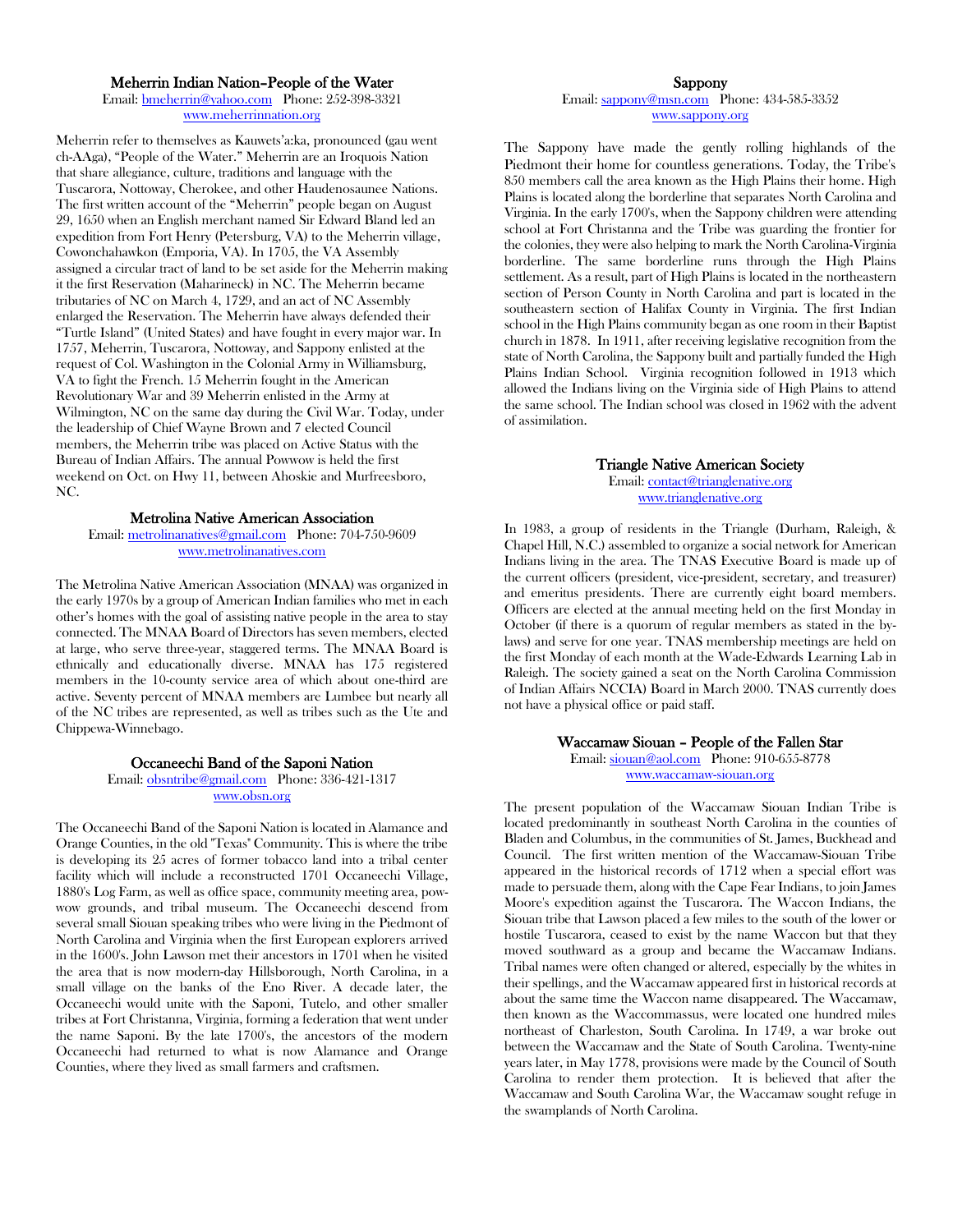## Meherrin Indian Nation–People of the Water

Email: bmeherrin@yahoo.com Phone: 252-398-3321
www.meherrinnation.org

Meherrin refer to themselves as Kauwets'a:ka, pronounced (gau went ch-AAga), "People of the Water." Meherrin are an Iroquois Nation that share allegiance, culture, traditions and language with the Tuscarora, Nottoway, Cherokee, and other Haudenosaunee Nations. The first written account of the "Meherrin" people began on August 29, 1650 when an English merchant named Sir Edward Bland led an expedition from Fort Henry (Petersburg, VA) to the Meherrin village, Cowonchahawkon (Emporia, VA). In 1705, the VA Assembly assigned a circular tract of land to be set aside for the Meherrin making it the first Reservation (Maharineck) in NC. The Meherrin became tributaries of NC on March 4, 1729, and an act of NC Assembly enlarged the Reservation. The Meherrin have always defended their "Turtle Island" (United States) and have fought in every major war. In 1757, Meherrin, Tuscarora, Nottoway, and Sappony enlisted at the request of Col. Washington in the Colonial Army in Williamsburg, VA to fight the French. 15 Meherrin fought in the American Revolutionary War and 39 Meherrin enlisted in the Army at Wilmington, NC on the same day during the Civil War. Today, under the leadership of Chief Wayne Brown and 7 elected Council members, the Meherrin tribe was placed on Active Status with the Bureau of Indian Affairs. The annual Powwow is held the first weekend on Oct. on Hwy 11, between Ahoskie and Murfreesboro, NC.

## Metrolina Native American Association

Email: metrolinanatives@gmail.com Phone: 704-750-9609
www.metrolinanatives.com

The Metrolina Native American Association (MNAA) was organized in the early 1970s by a group of American Indian families who met in each other's homes with the goal of assisting native people in the area to stay connected. The MNAA Board of Directors has seven members, elected at large, who serve three-year, staggered terms. The MNAA Board is ethnically and educationally diverse. MNAA has 175 registered members in the 10-county service area of which about one-third are active. Seventy percent of MNAA members are Lumbee but nearly all of the NC tribes are represented, as well as tribes such as the Ute and Chippewa-Winnebago.

## Occaneechi Band of the Saponi Nation

Email: obsntribe@gmail.com Phone: 336-421-1317
www.obsn.org

The Occaneechi Band of the Saponi Nation is located in Alamance and Orange Counties, in the old "Texas" Community. This is where the tribe is developing its 25 acres of former tobacco land into a tribal center facility which will include a reconstructed 1701 Occaneechi Village, 1880's Log Farm, as well as office space, community meeting area, pow-wow grounds, and tribal museum. The Occaneechi descend from several small Siouan speaking tribes who were living in the Piedmont of North Carolina and Virginia when the first European explorers arrived in the 1600's. John Lawson met their ancestors in 1701 when he visited the area that is now modern-day Hillsborough, North Carolina, in a small village on the banks of the Eno River. A decade later, the Occaneechi would unite with the Saponi, Tutelo, and other smaller tribes at Fort Christanna, Virginia, forming a federation that went under the name Saponi. By the late 1700's, the ancestors of the modern Occaneechi had returned to what is now Alamance and Orange Counties, where they lived as small farmers and craftsmen.

## Sappony

Email: sappony@msn.com Phone: 434-585-3352
www.sappony.org

The Sappony have made the gently rolling highlands of the Piedmont their home for countless generations. Today, the Tribe's 850 members call the area known as the High Plains their home. High Plains is located along the borderline that separates North Carolina and Virginia. In the early 1700's, when the Sappony children were attending school at Fort Christanna and the Tribe was guarding the frontier for the colonies, they were also helping to mark the North Carolina-Virginia borderline. The same borderline runs through the High Plains settlement. As a result, part of High Plains is located in the northeastern section of Person County in North Carolina and part is located in the southeastern section of Halifax County in Virginia. The first Indian school in the High Plains community began as one room in their Baptist church in 1878. In 1911, after receiving legislative recognition from the state of North Carolina, the Sappony built and partially funded the High Plains Indian School. Virginia recognition followed in 1913 which allowed the Indians living on the Virginia side of High Plains to attend the same school. The Indian school was closed in 1962 with the advent of assimilation.

## Triangle Native American Society

Email: contact@trianglenative.org
www.trianglenative.org

In 1983, a group of residents in the Triangle (Durham, Raleigh, & Chapel Hill, N.C.) assembled to organize a social network for American Indians living in the area. The TNAS Executive Board is made up of the current officers (president, vice-president, secretary, and treasurer) and emeritus presidents. There are currently eight board members. Officers are elected at the annual meeting held on the first Monday in October (if there is a quorum of regular members as stated in the by-laws) and serve for one year. TNAS membership meetings are held on the first Monday of each month at the Wade-Edwards Learning Lab in Raleigh. The society gained a seat on the North Carolina Commission of Indian Affairs NCCIA) Board in March 2000. TNAS currently does not have a physical office or paid staff.

## Waccamaw Siouan – People of the Fallen Star

Email: siouan@aol.com Phone: 910-655-8778
www.waccamaw-siouan.org

The present population of the Waccamaw Siouan Indian Tribe is located predominantly in southeast North Carolina in the counties of Bladen and Columbus, in the communities of St. James, Buckhead and Council. The first written mention of the Waccamaw-Siouan Tribe appeared in the historical records of 1712 when a special effort was made to persuade them, along with the Cape Fear Indians, to join James Moore's expedition against the Tuscarora. The Waccon Indians, the Siouan tribe that Lawson placed a few miles to the south of the lower or hostile Tuscarora, ceased to exist by the name Waccon but that they moved southward as a group and became the Waccamaw Indians. Tribal names were often changed or altered, especially by the whites in their spellings, and the Waccamaw appeared first in historical records at about the same time the Waccon name disappeared. The Waccamaw, then known as the Waccommassus, were located one hundred miles northeast of Charleston, South Carolina. In 1749, a war broke out between the Waccamaw and the State of South Carolina. Twenty-nine years later, in May 1778, provisions were made by the Council of South Carolina to render them protection. It is believed that after the Waccamaw and South Carolina War, the Waccamaw sought refuge in the swamplands of North Carolina.